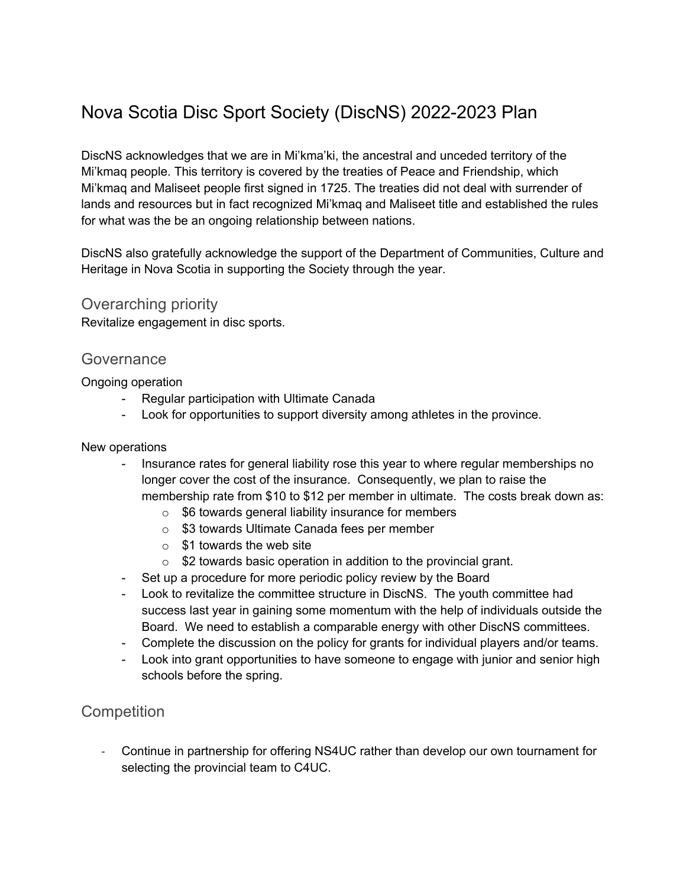# Nova Scotia Disc Sport Society (DiscNS) 2022-2023 Plan

DiscNS acknowledges that we are in Mi'kma'ki, the ancestral and unceded territory of the Mi'kmaq people. This territory is covered by the treaties of Peace and Friendship, which Mi'kmaq and Maliseet people first signed in 1725. The treaties did not deal with surrender of lands and resources but in fact recognized Mi'kmaq and Maliseet title and established the rules for what was the be an ongoing relationship between nations.

DiscNS also gratefully acknowledge the support of the Department of Communities, Culture and Heritage in Nova Scotia in supporting the Society through the year.

## Overarching priority

Revitalize engagement in disc sports.

## Governance

Ongoing operation

- Regular participation with Ultimate Canada
- Look for opportunities to support diversity among athletes in the province.

New operations

- Insurance rates for general liability rose this year to where regular memberships no longer cover the cost of the insurance. Consequently, we plan to raise the membership rate from $10 to $12 per member in ultimate. The costs break down as:
  - $6 towards general liability insurance for members
  - $3 towards Ultimate Canada fees per member
  - $1 towards the web site
  - $2 towards basic operation in addition to the provincial grant.
- Set up a procedure for more periodic policy review by the Board
- Look to revitalize the committee structure in DiscNS. The youth committee had success last year in gaining some momentum with the help of individuals outside the Board. We need to establish a comparable energy with other DiscNS committees.
- Complete the discussion on the policy for grants for individual players and/or teams.
- Look into grant opportunities to have someone to engage with junior and senior high schools before the spring.

## Competition

- Continue in partnership for offering NS4UC rather than develop our own tournament for selecting the provincial team to C4UC.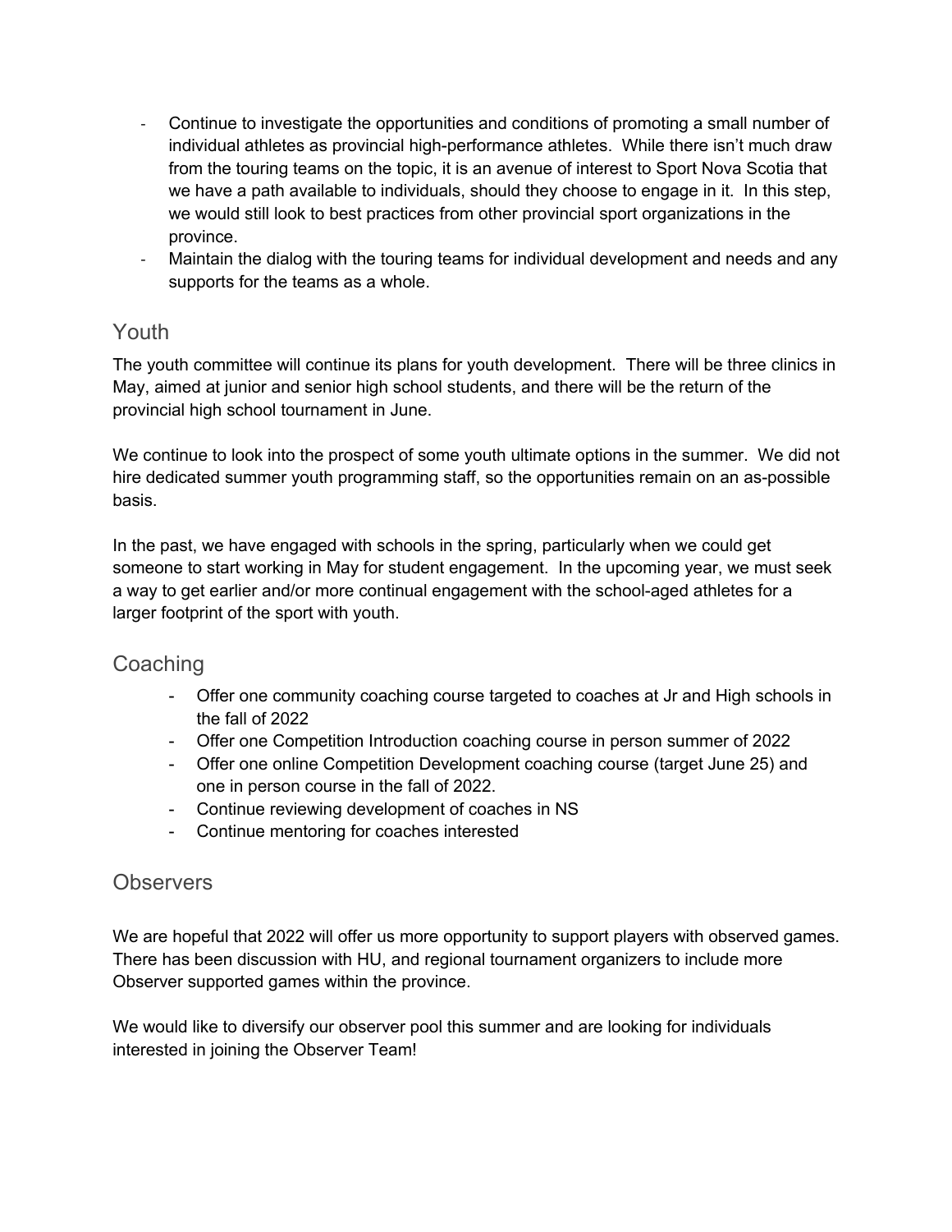- Continue to investigate the opportunities and conditions of promoting a small number of individual athletes as provincial high-performance athletes. While there isn't much draw from the touring teams on the topic, it is an avenue of interest to Sport Nova Scotia that we have a path available to individuals, should they choose to engage in it. In this step, we would still look to best practices from other provincial sport organizations in the province.
- Maintain the dialog with the touring teams for individual development and needs and any supports for the teams as a whole.

## Youth

The youth committee will continue its plans for youth development. There will be three clinics in May, aimed at junior and senior high school students, and there will be the return of the provincial high school tournament in June.

We continue to look into the prospect of some youth ultimate options in the summer. We did not hire dedicated summer youth programming staff, so the opportunities remain on an as-possible basis.

In the past, we have engaged with schools in the spring, particularly when we could get someone to start working in May for student engagement. In the upcoming year, we must seek a way to get earlier and/or more continual engagement with the school-aged athletes for a larger footprint of the sport with youth.

## Coaching

- Offer one community coaching course targeted to coaches at Jr and High schools in the fall of 2022
- Offer one Competition Introduction coaching course in person summer of 2022
- Offer one online Competition Development coaching course (target June 25) and one in person course in the fall of 2022.
- Continue reviewing development of coaches in NS
- Continue mentoring for coaches interested

## Observers

We are hopeful that 2022 will offer us more opportunity to support players with observed games. There has been discussion with HU, and regional tournament organizers to include more Observer supported games within the province.

We would like to diversify our observer pool this summer and are looking for individuals interested in joining the Observer Team!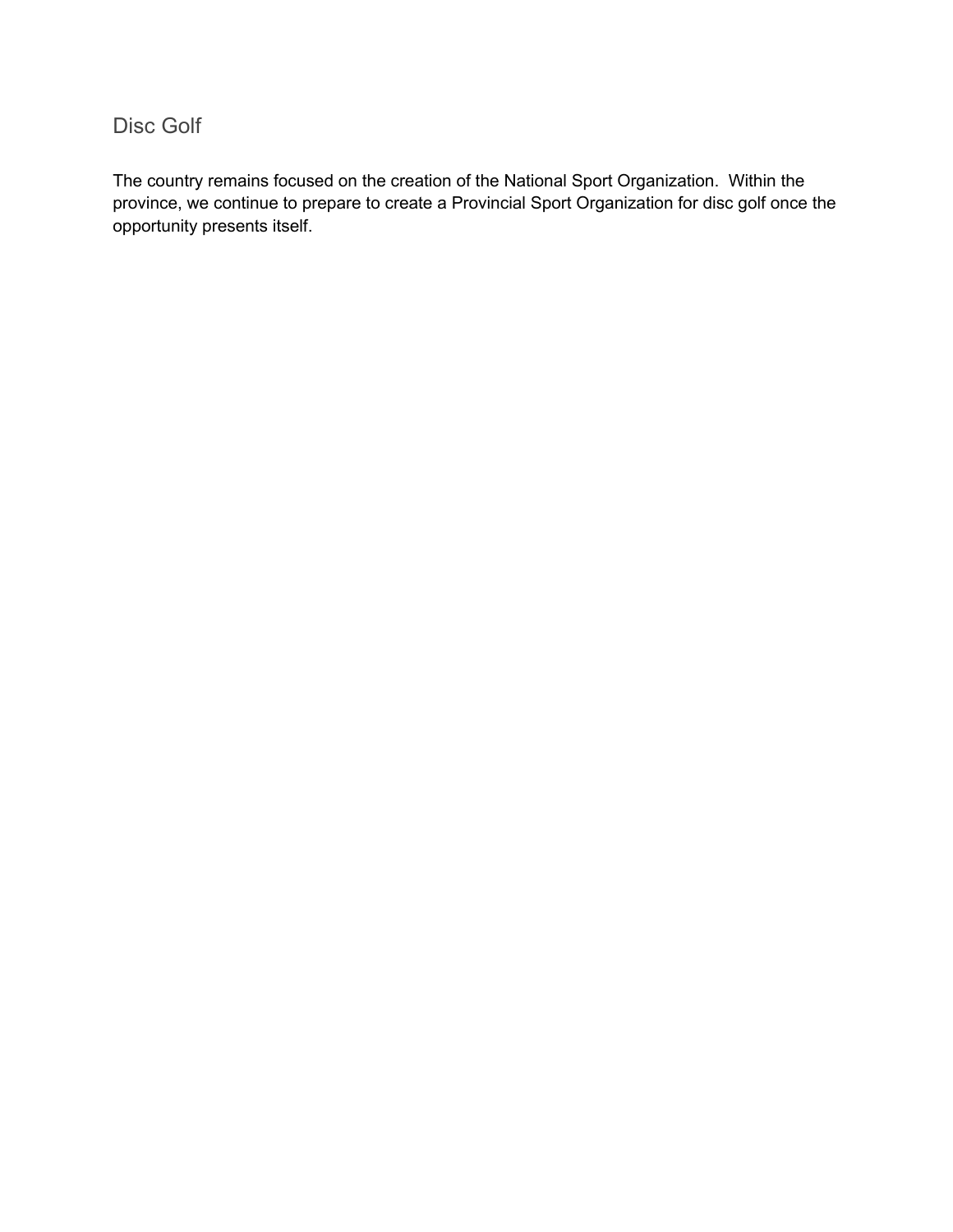## Disc Golf

The country remains focused on the creation of the National Sport Organization.  Within the province, we continue to prepare to create a Provincial Sport Organization for disc golf once the opportunity presents itself.